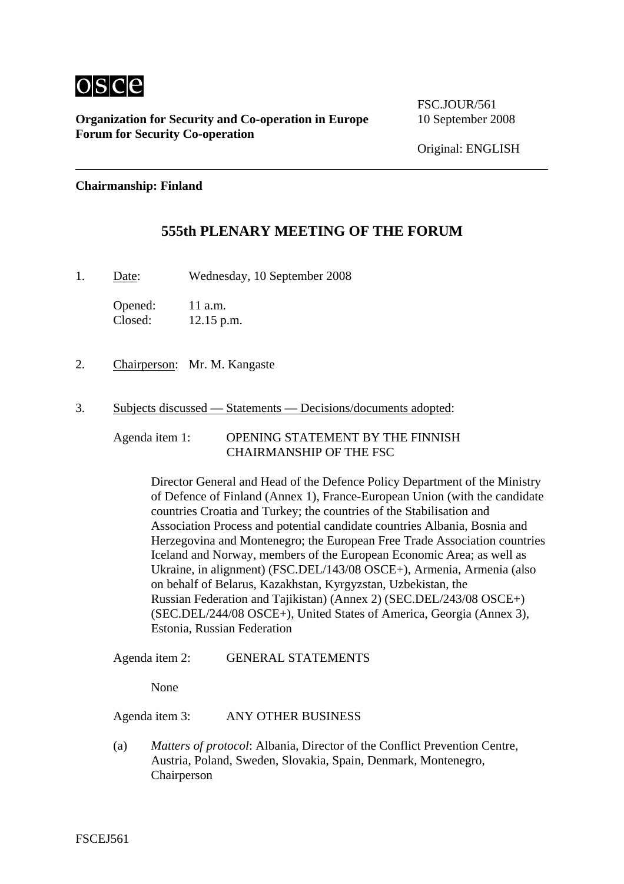osce

**Organization for Security and Co-operation in Europe**
**Forum for Security Co-operation**

FSC.JOUR/561
10 September 2008

Original: ENGLISH

**Chairmanship: Finland**

# 555th PLENARY MEETING OF THE FORUM

1. Date: Wednesday, 10 September 2008

   Opened: 11 a.m.
   Closed: 12.15 p.m.

2. Chairperson: Mr. M. Kangaste

3. Subjects discussed — Statements — Decisions/documents adopted:

   Agenda item 1: OPENING STATEMENT BY THE FINNISH CHAIRMANSHIP OF THE FSC

   Director General and Head of the Defence Policy Department of the Ministry of Defence of Finland (Annex 1), France-European Union (with the candidate countries Croatia and Turkey; the countries of the Stabilisation and Association Process and potential candidate countries Albania, Bosnia and Herzegovina and Montenegro; the European Free Trade Association countries Iceland and Norway, members of the European Economic Area; as well as Ukraine, in alignment) (FSC.DEL/143/08 OSCE+), Armenia, Armenia (also on behalf of Belarus, Kazakhstan, Kyrgyzstan, Uzbekistan, the Russian Federation and Tajikistan) (Annex 2) (SEC.DEL/243/08 OSCE+) (SEC.DEL/244/08 OSCE+), United States of America, Georgia (Annex 3), Estonia, Russian Federation

   Agenda item 2: GENERAL STATEMENTS

   None

   Agenda item 3: ANY OTHER BUSINESS

   (a) *Matters of protocol*: Albania, Director of the Conflict Prevention Centre, Austria, Poland, Sweden, Slovakia, Spain, Denmark, Montenegro, Chairperson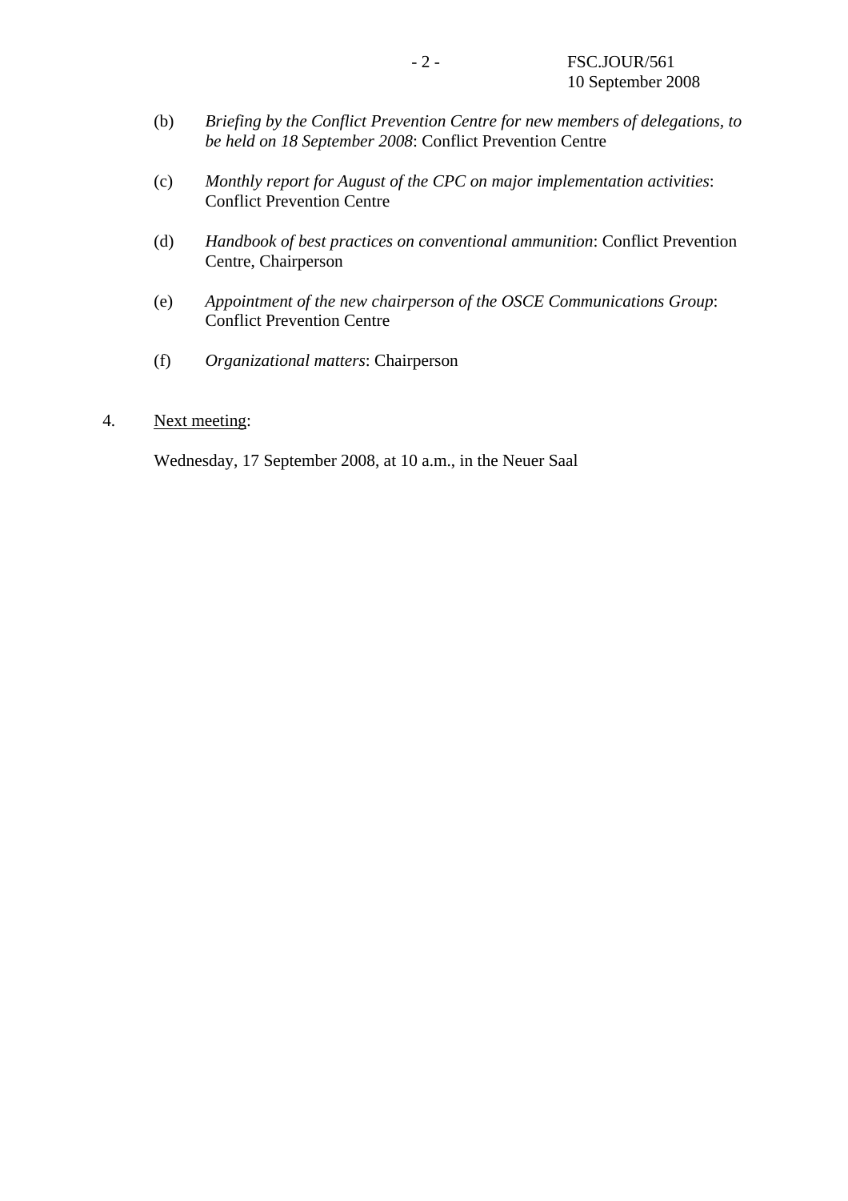(b) *Briefing by the Conflict Prevention Centre for new members of delegations, to be held on 18 September 2008*: Conflict Prevention Centre

(c) *Monthly report for August of the CPC on major implementation activities*: Conflict Prevention Centre

(d) *Handbook of best practices on conventional ammunition*: Conflict Prevention Centre, Chairperson

(e) *Appointment of the new chairperson of the OSCE Communications Group*: Conflict Prevention Centre

(f) *Organizational matters*: Chairperson

4. Next meeting:

Wednesday, 17 September 2008, at 10 a.m., in the Neuer Saal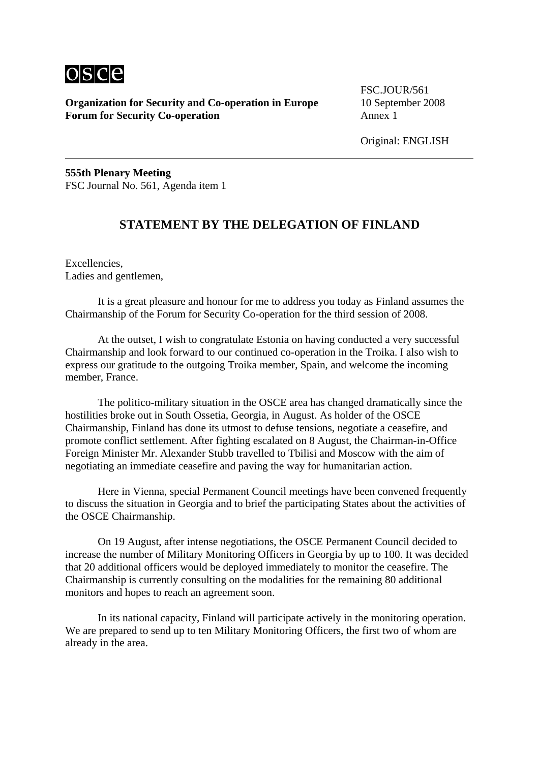**Organization for Security and Co-operation in Europe**
**Forum for Security Co-operation**

FSC.JOUR/561
10 September 2008
Annex 1

Original: ENGLISH

---

**555th Plenary Meeting**
FSC Journal No. 561, Agenda item 1

## STATEMENT BY THE DELEGATION OF FINLAND

Excellencies,
Ladies and gentlemen,

It is a great pleasure and honour for me to address you today as Finland assumes the Chairmanship of the Forum for Security Co-operation for the third session of 2008.

At the outset, I wish to congratulate Estonia on having conducted a very successful Chairmanship and look forward to our continued co-operation in the Troika. I also wish to express our gratitude to the outgoing Troika member, Spain, and welcome the incoming member, France.

The politico-military situation in the OSCE area has changed dramatically since the hostilities broke out in South Ossetia, Georgia, in August. As holder of the OSCE Chairmanship, Finland has done its utmost to defuse tensions, negotiate a ceasefire, and promote conflict settlement. After fighting escalated on 8 August, the Chairman-in-Office Foreign Minister Mr. Alexander Stubb travelled to Tbilisi and Moscow with the aim of negotiating an immediate ceasefire and paving the way for humanitarian action.

Here in Vienna, special Permanent Council meetings have been convened frequently to discuss the situation in Georgia and to brief the participating States about the activities of the OSCE Chairmanship.

On 19 August, after intense negotiations, the OSCE Permanent Council decided to increase the number of Military Monitoring Officers in Georgia by up to 100. It was decided that 20 additional officers would be deployed immediately to monitor the ceasefire. The Chairmanship is currently consulting on the modalities for the remaining 80 additional monitors and hopes to reach an agreement soon.

In its national capacity, Finland will participate actively in the monitoring operation. We are prepared to send up to ten Military Monitoring Officers, the first two of whom are already in the area.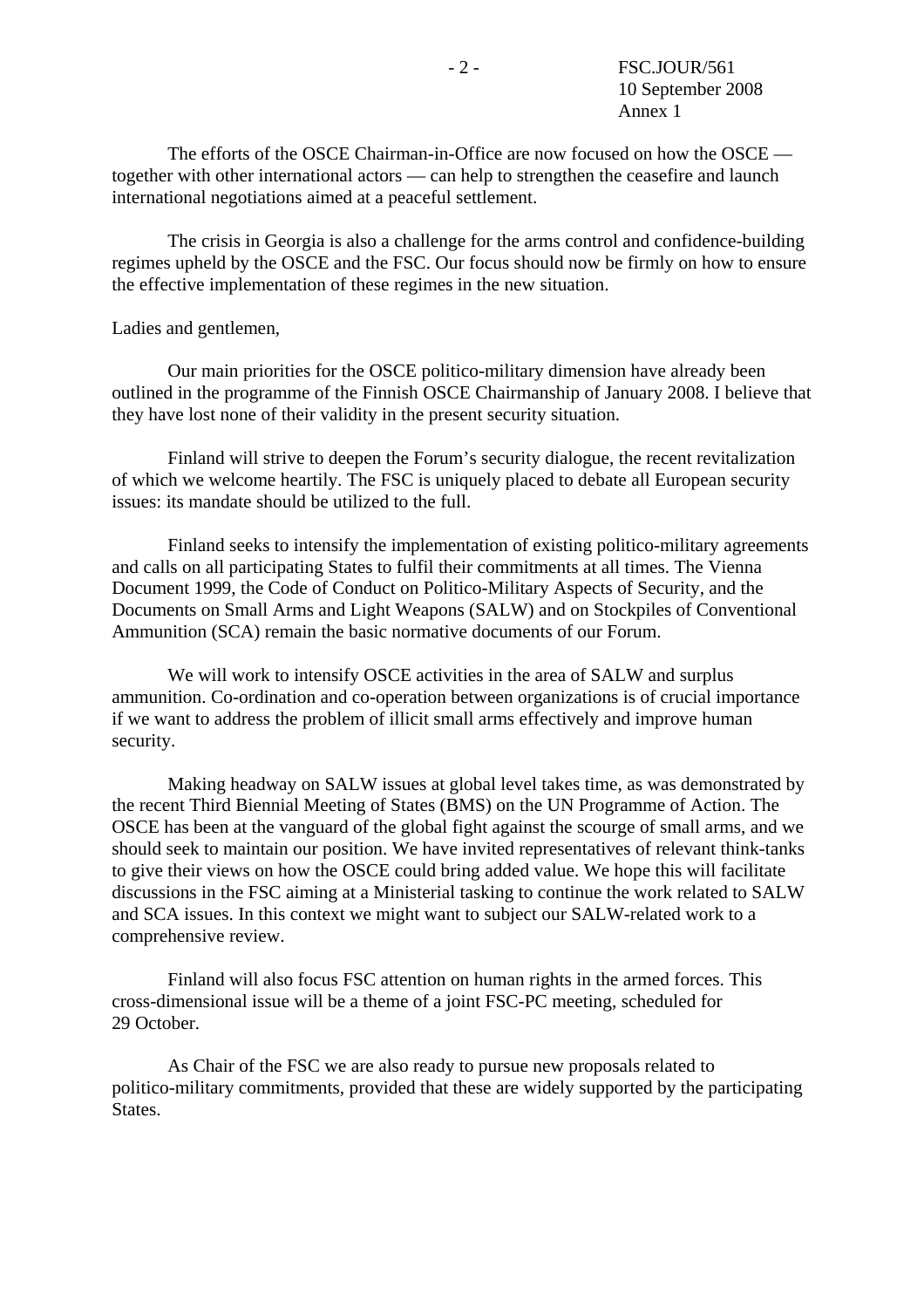The efforts of the OSCE Chairman-in-Office are now focused on how the OSCE — together with other international actors — can help to strengthen the ceasefire and launch international negotiations aimed at a peaceful settlement.

The crisis in Georgia is also a challenge for the arms control and confidence-building regimes upheld by the OSCE and the FSC. Our focus should now be firmly on how to ensure the effective implementation of these regimes in the new situation.

Ladies and gentlemen,

Our main priorities for the OSCE politico-military dimension have already been outlined in the programme of the Finnish OSCE Chairmanship of January 2008. I believe that they have lost none of their validity in the present security situation.

Finland will strive to deepen the Forum's security dialogue, the recent revitalization of which we welcome heartily. The FSC is uniquely placed to debate all European security issues: its mandate should be utilized to the full.

Finland seeks to intensify the implementation of existing politico-military agreements and calls on all participating States to fulfil their commitments at all times. The Vienna Document 1999, the Code of Conduct on Politico-Military Aspects of Security, and the Documents on Small Arms and Light Weapons (SALW) and on Stockpiles of Conventional Ammunition (SCA) remain the basic normative documents of our Forum.

We will work to intensify OSCE activities in the area of SALW and surplus ammunition. Co-ordination and co-operation between organizations is of crucial importance if we want to address the problem of illicit small arms effectively and improve human security.

Making headway on SALW issues at global level takes time, as was demonstrated by the recent Third Biennial Meeting of States (BMS) on the UN Programme of Action. The OSCE has been at the vanguard of the global fight against the scourge of small arms, and we should seek to maintain our position. We have invited representatives of relevant think-tanks to give their views on how the OSCE could bring added value. We hope this will facilitate discussions in the FSC aiming at a Ministerial tasking to continue the work related to SALW and SCA issues. In this context we might want to subject our SALW-related work to a comprehensive review.

Finland will also focus FSC attention on human rights in the armed forces. This cross-dimensional issue will be a theme of a joint FSC-PC meeting, scheduled for 29 October.

As Chair of the FSC we are also ready to pursue new proposals related to politico-military commitments, provided that these are widely supported by the participating States.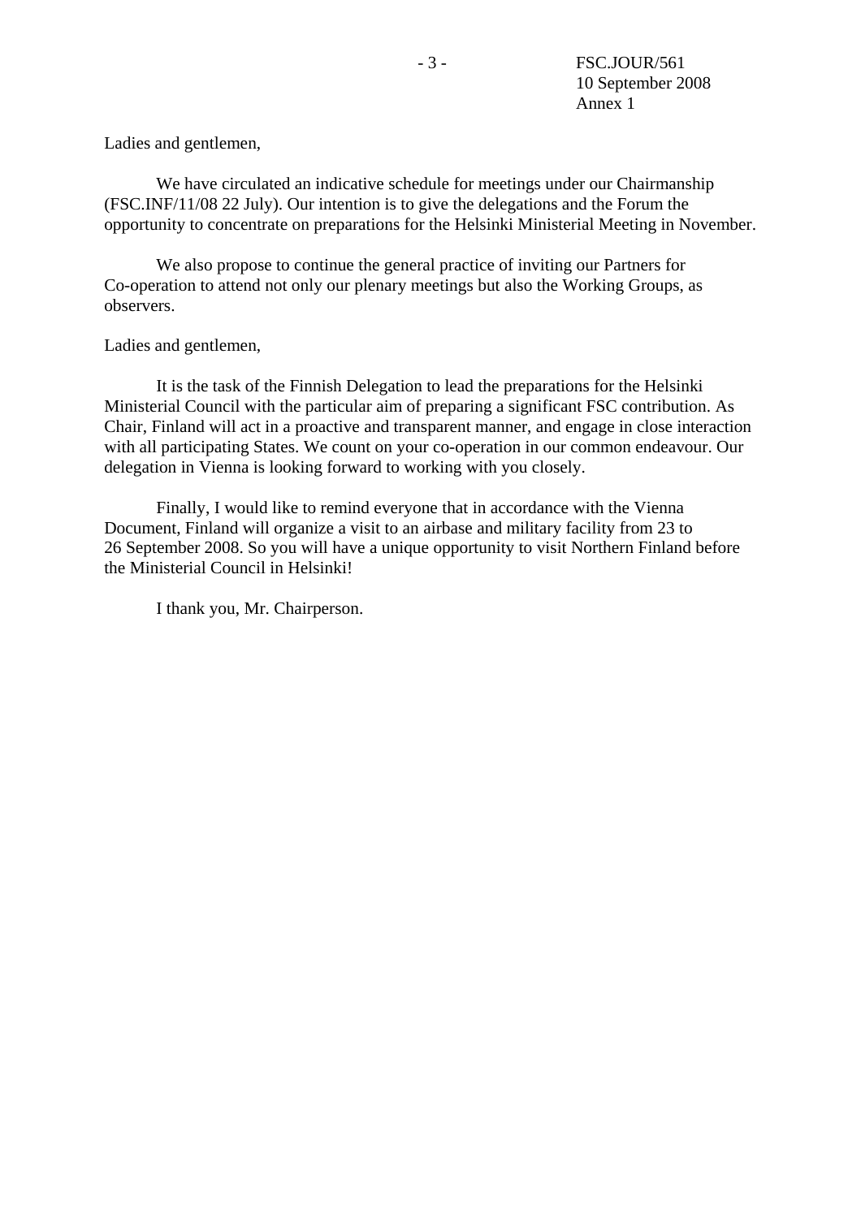Ladies and gentlemen,

We have circulated an indicative schedule for meetings under our Chairmanship (FSC.INF/11/08 22 July). Our intention is to give the delegations and the Forum the opportunity to concentrate on preparations for the Helsinki Ministerial Meeting in November.

We also propose to continue the general practice of inviting our Partners for Co-operation to attend not only our plenary meetings but also the Working Groups, as observers.

Ladies and gentlemen,

It is the task of the Finnish Delegation to lead the preparations for the Helsinki Ministerial Council with the particular aim of preparing a significant FSC contribution. As Chair, Finland will act in a proactive and transparent manner, and engage in close interaction with all participating States. We count on your co-operation in our common endeavour. Our delegation in Vienna is looking forward to working with you closely.

Finally, I would like to remind everyone that in accordance with the Vienna Document, Finland will organize a visit to an airbase and military facility from 23 to 26 September 2008. So you will have a unique opportunity to visit Northern Finland before the Ministerial Council in Helsinki!

I thank you, Mr. Chairperson.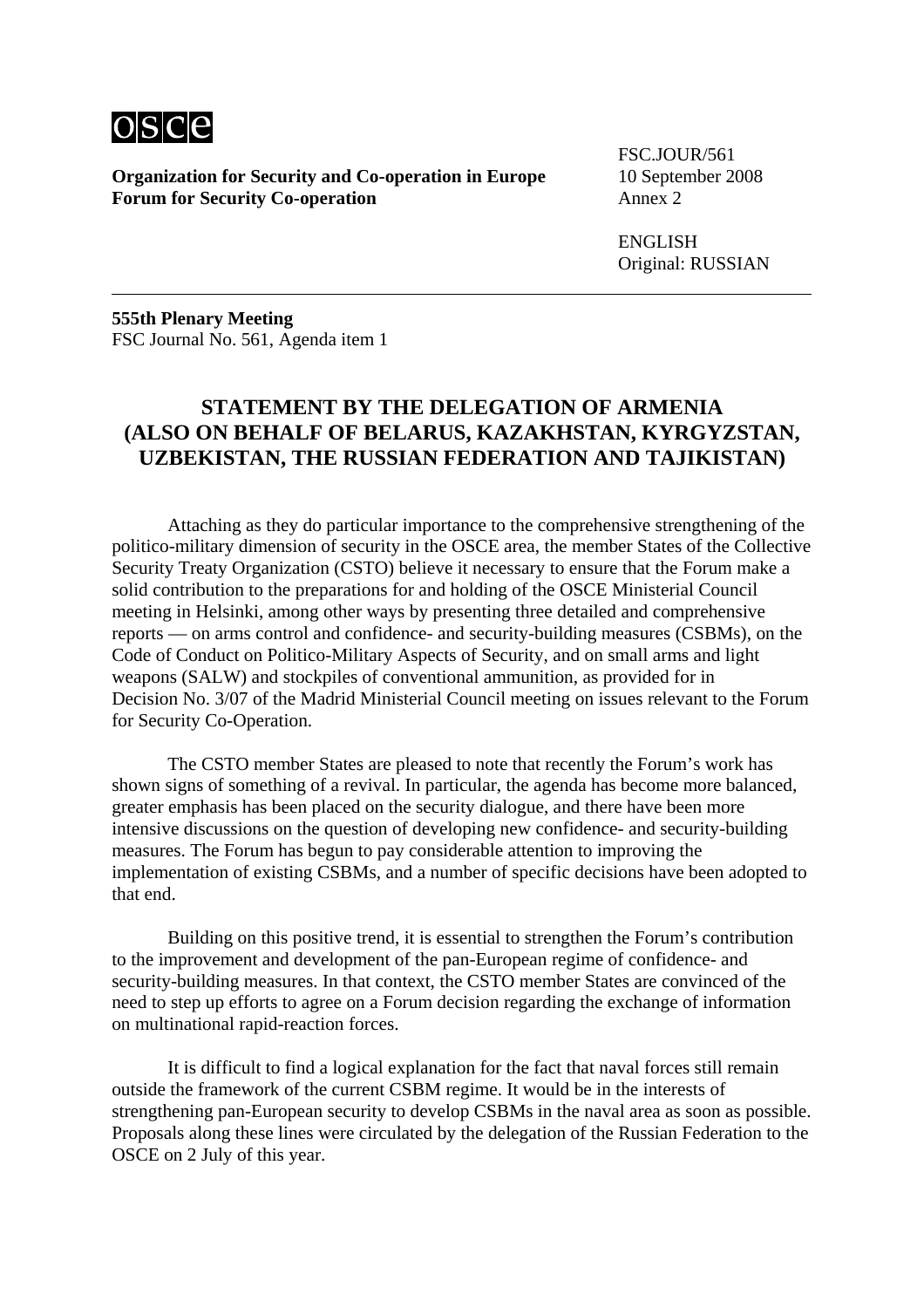**Organization for Security and Co-operation in Europe**
**Forum for Security Co-operation**

FSC.JOUR/561
10 September 2008
Annex 2

ENGLISH
Original: RUSSIAN

**555th Plenary Meeting**
FSC Journal No. 561, Agenda item 1

## STATEMENT BY THE DELEGATION OF ARMENIA (ALSO ON BEHALF OF BELARUS, KAZAKHSTAN, KYRGYZSTAN, UZBEKISTAN, THE RUSSIAN FEDERATION AND TAJIKISTAN)

Attaching as they do particular importance to the comprehensive strengthening of the politico-military dimension of security in the OSCE area, the member States of the Collective Security Treaty Organization (CSTO) believe it necessary to ensure that the Forum make a solid contribution to the preparations for and holding of the OSCE Ministerial Council meeting in Helsinki, among other ways by presenting three detailed and comprehensive reports — on arms control and confidence- and security-building measures (CSBMs), on the Code of Conduct on Politico-Military Aspects of Security, and on small arms and light weapons (SALW) and stockpiles of conventional ammunition, as provided for in Decision No. 3/07 of the Madrid Ministerial Council meeting on issues relevant to the Forum for Security Co-Operation.

The CSTO member States are pleased to note that recently the Forum's work has shown signs of something of a revival. In particular, the agenda has become more balanced, greater emphasis has been placed on the security dialogue, and there have been more intensive discussions on the question of developing new confidence- and security-building measures. The Forum has begun to pay considerable attention to improving the implementation of existing CSBMs, and a number of specific decisions have been adopted to that end.

Building on this positive trend, it is essential to strengthen the Forum's contribution to the improvement and development of the pan-European regime of confidence- and security-building measures. In that context, the CSTO member States are convinced of the need to step up efforts to agree on a Forum decision regarding the exchange of information on multinational rapid-reaction forces.

It is difficult to find a logical explanation for the fact that naval forces still remain outside the framework of the current CSBM regime. It would be in the interests of strengthening pan-European security to develop CSBMs in the naval area as soon as possible. Proposals along these lines were circulated by the delegation of the Russian Federation to the OSCE on 2 July of this year.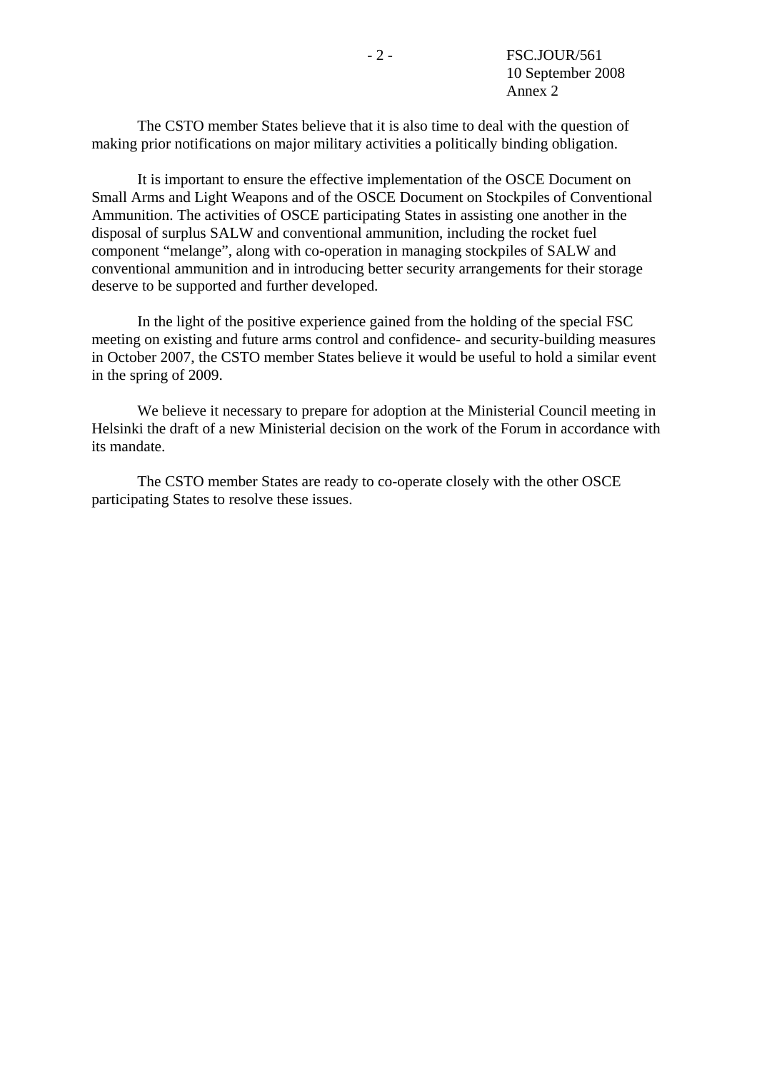The CSTO member States believe that it is also time to deal with the question of making prior notifications on major military activities a politically binding obligation.

It is important to ensure the effective implementation of the OSCE Document on Small Arms and Light Weapons and of the OSCE Document on Stockpiles of Conventional Ammunition. The activities of OSCE participating States in assisting one another in the disposal of surplus SALW and conventional ammunition, including the rocket fuel component “melange”, along with co-operation in managing stockpiles of SALW and conventional ammunition and in introducing better security arrangements for their storage deserve to be supported and further developed.

In the light of the positive experience gained from the holding of the special FSC meeting on existing and future arms control and confidence- and security-building measures in October 2007, the CSTO member States believe it would be useful to hold a similar event in the spring of 2009.

We believe it necessary to prepare for adoption at the Ministerial Council meeting in Helsinki the draft of a new Ministerial decision on the work of the Forum in accordance with its mandate.

The CSTO member States are ready to co-operate closely with the other OSCE participating States to resolve these issues.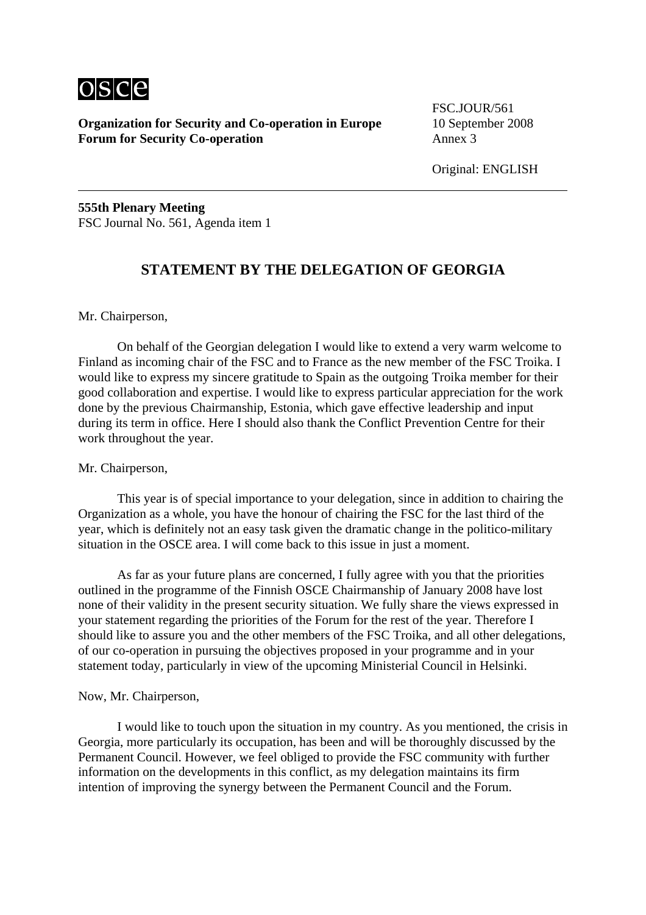**Organization for Security and Co-operation in Europe**
**Forum for Security Co-operation**

FSC.JOUR/561
10 September 2008
Annex 3

Original: ENGLISH

---

**555th Plenary Meeting**
FSC Journal No. 561, Agenda item 1

## STATEMENT BY THE DELEGATION OF GEORGIA

Mr. Chairperson,

On behalf of the Georgian delegation I would like to extend a very warm welcome to Finland as incoming chair of the FSC and to France as the new member of the FSC Troika. I would like to express my sincere gratitude to Spain as the outgoing Troika member for their good collaboration and expertise. I would like to express particular appreciation for the work done by the previous Chairmanship, Estonia, which gave effective leadership and input during its term in office. Here I should also thank the Conflict Prevention Centre for their work throughout the year.

Mr. Chairperson,

This year is of special importance to your delegation, since in addition to chairing the Organization as a whole, you have the honour of chairing the FSC for the last third of the year, which is definitely not an easy task given the dramatic change in the politico-military situation in the OSCE area. I will come back to this issue in just a moment.

As far as your future plans are concerned, I fully agree with you that the priorities outlined in the programme of the Finnish OSCE Chairmanship of January 2008 have lost none of their validity in the present security situation. We fully share the views expressed in your statement regarding the priorities of the Forum for the rest of the year. Therefore I should like to assure you and the other members of the FSC Troika, and all other delegations, of our co-operation in pursuing the objectives proposed in your programme and in your statement today, particularly in view of the upcoming Ministerial Council in Helsinki.

Now, Mr. Chairperson,

I would like to touch upon the situation in my country. As you mentioned, the crisis in Georgia, more particularly its occupation, has been and will be thoroughly discussed by the Permanent Council. However, we feel obliged to provide the FSC community with further information on the developments in this conflict, as my delegation maintains its firm intention of improving the synergy between the Permanent Council and the Forum.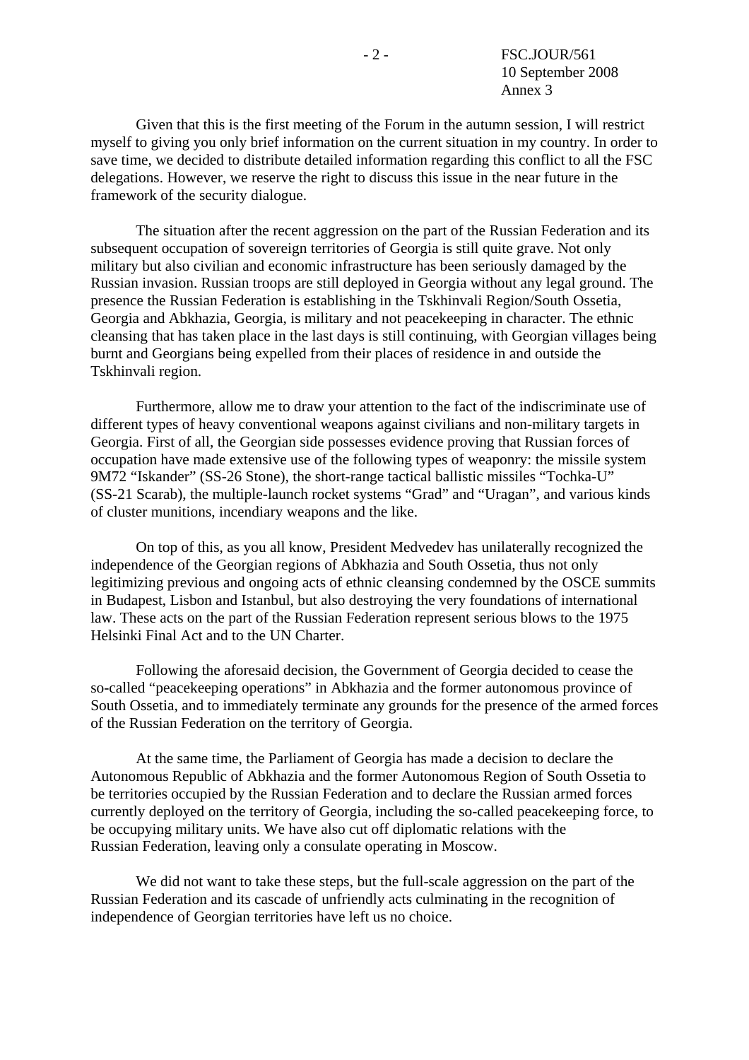Given that this is the first meeting of the Forum in the autumn session, I will restrict myself to giving you only brief information on the current situation in my country. In order to save time, we decided to distribute detailed information regarding this conflict to all the FSC delegations. However, we reserve the right to discuss this issue in the near future in the framework of the security dialogue.

The situation after the recent aggression on the part of the Russian Federation and its subsequent occupation of sovereign territories of Georgia is still quite grave. Not only military but also civilian and economic infrastructure has been seriously damaged by the Russian invasion. Russian troops are still deployed in Georgia without any legal ground. The presence the Russian Federation is establishing in the Tskhinvali Region/South Ossetia, Georgia and Abkhazia, Georgia, is military and not peacekeeping in character. The ethnic cleansing that has taken place in the last days is still continuing, with Georgian villages being burnt and Georgians being expelled from their places of residence in and outside the Tskhinvali region.

Furthermore, allow me to draw your attention to the fact of the indiscriminate use of different types of heavy conventional weapons against civilians and non-military targets in Georgia. First of all, the Georgian side possesses evidence proving that Russian forces of occupation have made extensive use of the following types of weaponry: the missile system 9M72 "Iskander" (SS-26 Stone), the short-range tactical ballistic missiles "Tochka-U" (SS-21 Scarab), the multiple-launch rocket systems "Grad" and "Uragan", and various kinds of cluster munitions, incendiary weapons and the like.

On top of this, as you all know, President Medvedev has unilaterally recognized the independence of the Georgian regions of Abkhazia and South Ossetia, thus not only legitimizing previous and ongoing acts of ethnic cleansing condemned by the OSCE summits in Budapest, Lisbon and Istanbul, but also destroying the very foundations of international law. These acts on the part of the Russian Federation represent serious blows to the 1975 Helsinki Final Act and to the UN Charter.

Following the aforesaid decision, the Government of Georgia decided to cease the so-called "peacekeeping operations" in Abkhazia and the former autonomous province of South Ossetia, and to immediately terminate any grounds for the presence of the armed forces of the Russian Federation on the territory of Georgia.

At the same time, the Parliament of Georgia has made a decision to declare the Autonomous Republic of Abkhazia and the former Autonomous Region of South Ossetia to be territories occupied by the Russian Federation and to declare the Russian armed forces currently deployed on the territory of Georgia, including the so-called peacekeeping force, to be occupying military units. We have also cut off diplomatic relations with the Russian Federation, leaving only a consulate operating in Moscow.

We did not want to take these steps, but the full-scale aggression on the part of the Russian Federation and its cascade of unfriendly acts culminating in the recognition of independence of Georgian territories have left us no choice.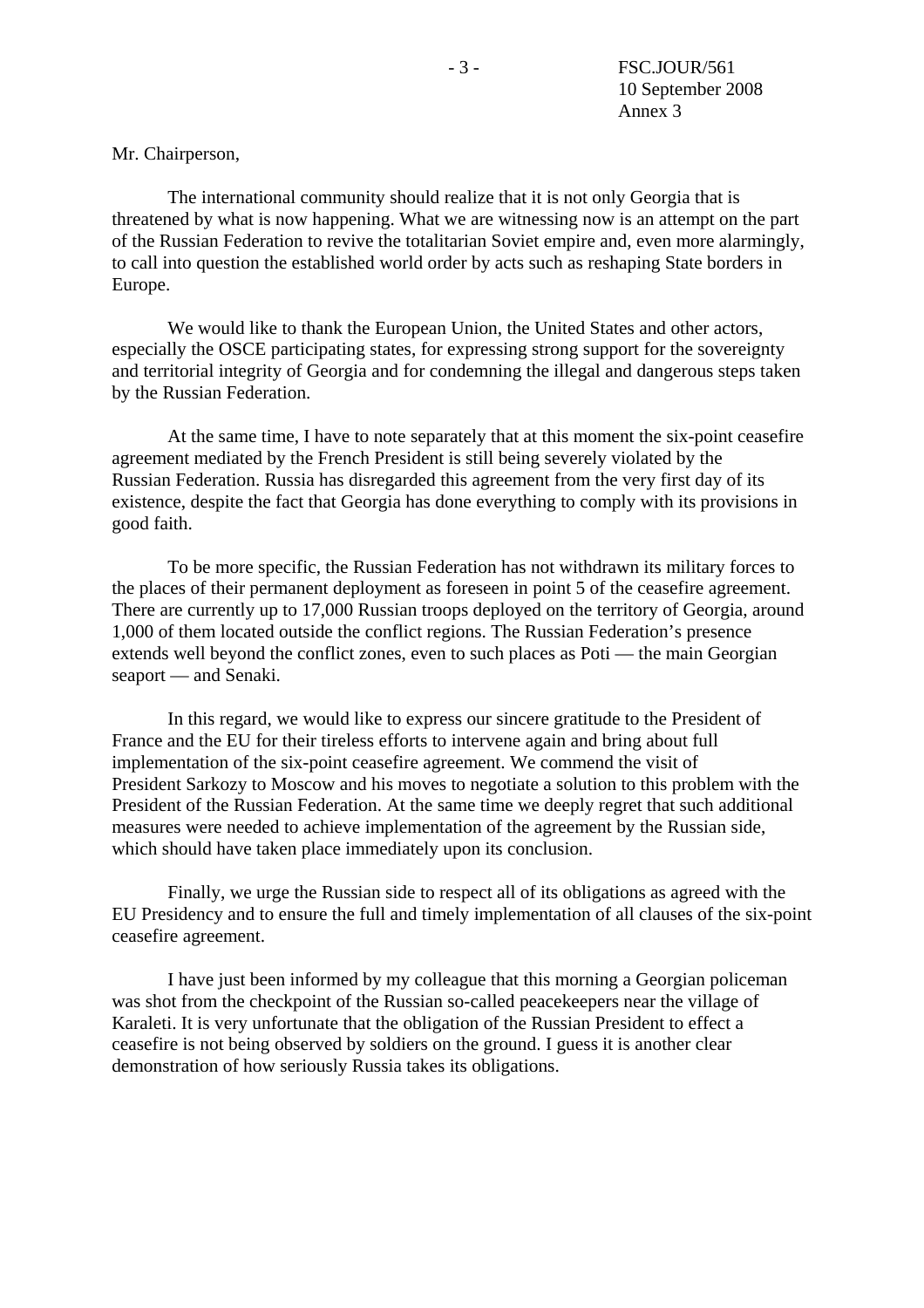Mr. Chairperson,

The international community should realize that it is not only Georgia that is threatened by what is now happening. What we are witnessing now is an attempt on the part of the Russian Federation to revive the totalitarian Soviet empire and, even more alarmingly, to call into question the established world order by acts such as reshaping State borders in Europe.

We would like to thank the European Union, the United States and other actors, especially the OSCE participating states, for expressing strong support for the sovereignty and territorial integrity of Georgia and for condemning the illegal and dangerous steps taken by the Russian Federation.

At the same time, I have to note separately that at this moment the six-point ceasefire agreement mediated by the French President is still being severely violated by the Russian Federation. Russia has disregarded this agreement from the very first day of its existence, despite the fact that Georgia has done everything to comply with its provisions in good faith.

To be more specific, the Russian Federation has not withdrawn its military forces to the places of their permanent deployment as foreseen in point 5 of the ceasefire agreement. There are currently up to 17,000 Russian troops deployed on the territory of Georgia, around 1,000 of them located outside the conflict regions. The Russian Federation's presence extends well beyond the conflict zones, even to such places as Poti — the main Georgian seaport — and Senaki.

In this regard, we would like to express our sincere gratitude to the President of France and the EU for their tireless efforts to intervene again and bring about full implementation of the six-point ceasefire agreement. We commend the visit of President Sarkozy to Moscow and his moves to negotiate a solution to this problem with the President of the Russian Federation. At the same time we deeply regret that such additional measures were needed to achieve implementation of the agreement by the Russian side, which should have taken place immediately upon its conclusion.

Finally, we urge the Russian side to respect all of its obligations as agreed with the EU Presidency and to ensure the full and timely implementation of all clauses of the six-point ceasefire agreement.

I have just been informed by my colleague that this morning a Georgian policeman was shot from the checkpoint of the Russian so-called peacekeepers near the village of Karaleti. It is very unfortunate that the obligation of the Russian President to effect a ceasefire is not being observed by soldiers on the ground. I guess it is another clear demonstration of how seriously Russia takes its obligations.